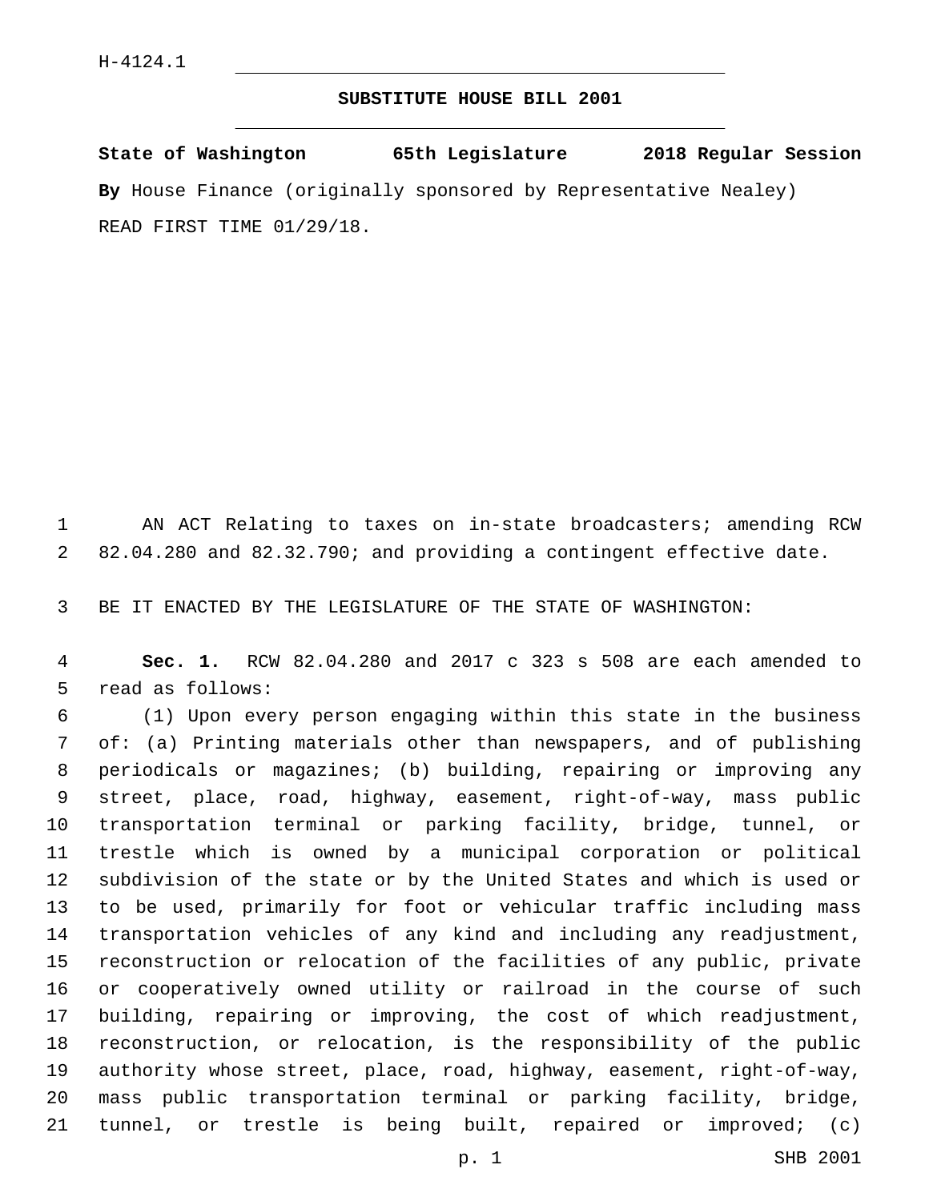H-4124.1

**SUBSTITUTE HOUSE BILL 2001**

**State of Washington 65th Legislature 2018 Regular Session**

**By** House Finance (originally sponsored by Representative Nealey)

READ FIRST TIME 01/29/18.

AN ACT Relating to taxes on in-state broadcasters; amending RCW 82.04.280 and 82.32.790; and providing a contingent effective date.

BE IT ENACTED BY THE LEGISLATURE OF THE STATE OF WASHINGTON:

**Sec. 1.** RCW 82.04.280 and 2017 c 323 s 508 are each amended to read as follows:

(1) Upon every person engaging within this state in the business of: (a) Printing materials other than newspapers, and of publishing periodicals or magazines; (b) building, repairing or improving any street, place, road, highway, easement, right-of-way, mass public transportation terminal or parking facility, bridge, tunnel, or trestle which is owned by a municipal corporation or political subdivision of the state or by the United States and which is used or to be used, primarily for foot or vehicular traffic including mass transportation vehicles of any kind and including any readjustment, reconstruction or relocation of the facilities of any public, private or cooperatively owned utility or railroad in the course of such building, repairing or improving, the cost of which readjustment, reconstruction, or relocation, is the responsibility of the public authority whose street, place, road, highway, easement, right-of-way, mass public transportation terminal or parking facility, bridge, tunnel, or trestle is being built, repaired or improved; (c)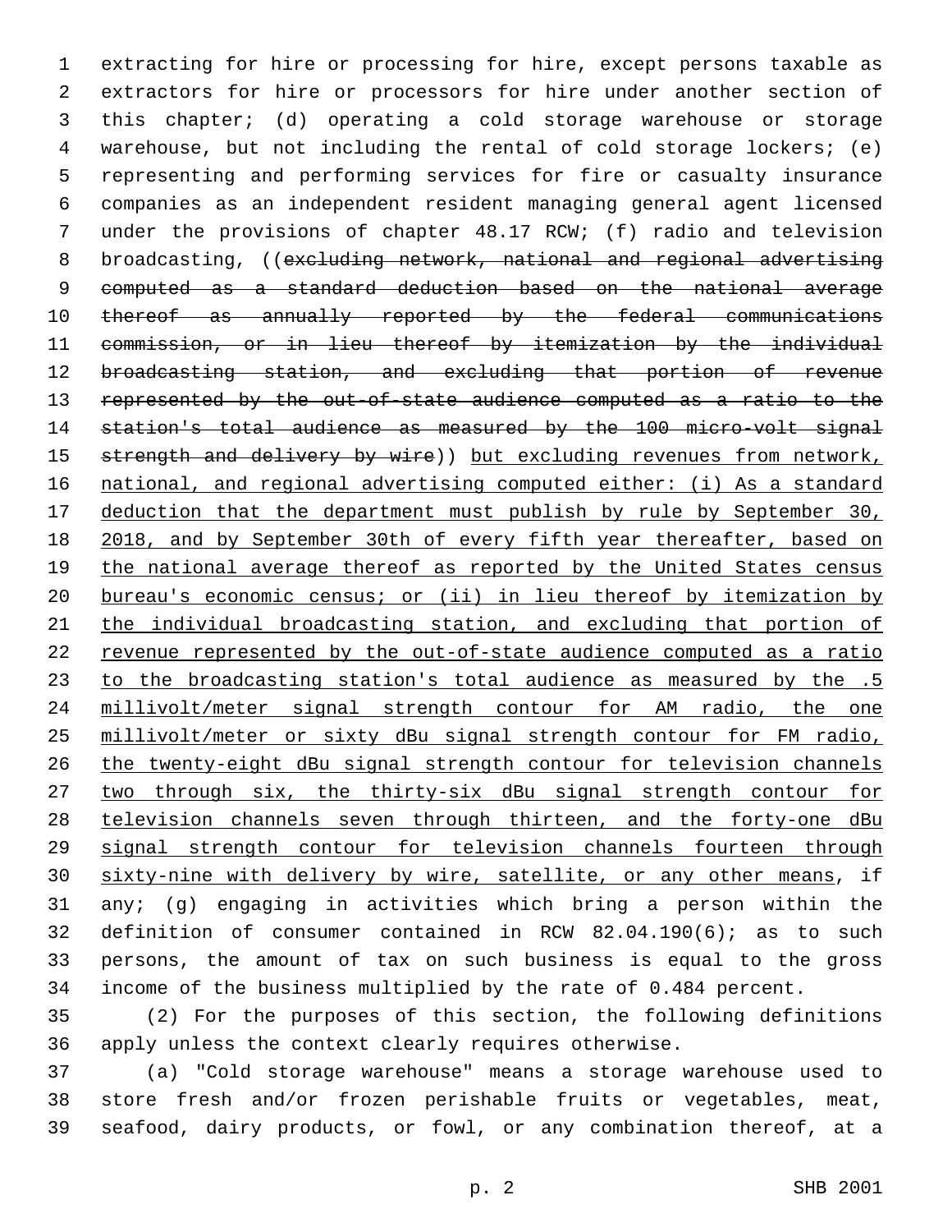extracting for hire or processing for hire, except persons taxable as extractors for hire or processors for hire under another section of this chapter; (d) operating a cold storage warehouse or storage warehouse, but not including the rental of cold storage lockers; (e) representing and performing services for fire or casualty insurance companies as an independent resident managing general agent licensed under the provisions of chapter 48.17 RCW; (f) radio and television broadcasting, ((~~excluding network, national and regional advertising computed as a standard deduction based on the national average thereof as annually reported by the federal communications commission, or in lieu thereof by itemization by the individual broadcasting station, and excluding that portion of revenue represented by the out-of-state audience computed as a ratio to the station's total audience as measured by the 100 micro-volt signal strength and delivery by wire~~)) <u>but excluding revenues from network, national, and regional advertising computed either: (i) As a standard deduction that the department must publish by rule by September 30, 2018, and by September 30th of every fifth year thereafter, based on the national average thereof as reported by the United States census bureau's economic census; or (ii) in lieu thereof by itemization by the individual broadcasting station, and excluding that portion of revenue represented by the out-of-state audience computed as a ratio to the broadcasting station's total audience as measured by the .5 millivolt/meter signal strength contour for AM radio, the one millivolt/meter or sixty dBu signal strength contour for FM radio, the twenty-eight dBu signal strength contour for television channels two through six, the thirty-six dBu signal strength contour for television channels seven through thirteen, and the forty-one dBu signal strength contour for television channels fourteen through sixty-nine with delivery by wire, satellite, or any other means</u>, if any; (g) engaging in activities which bring a person within the definition of consumer contained in RCW 82.04.190(6); as to such persons, the amount of tax on such business is equal to the gross income of the business multiplied by the rate of 0.484 percent.

(2) For the purposes of this section, the following definitions apply unless the context clearly requires otherwise.

(a) "Cold storage warehouse" means a storage warehouse used to store fresh and/or frozen perishable fruits or vegetables, meat, seafood, dairy products, or fowl, or any combination thereof, at a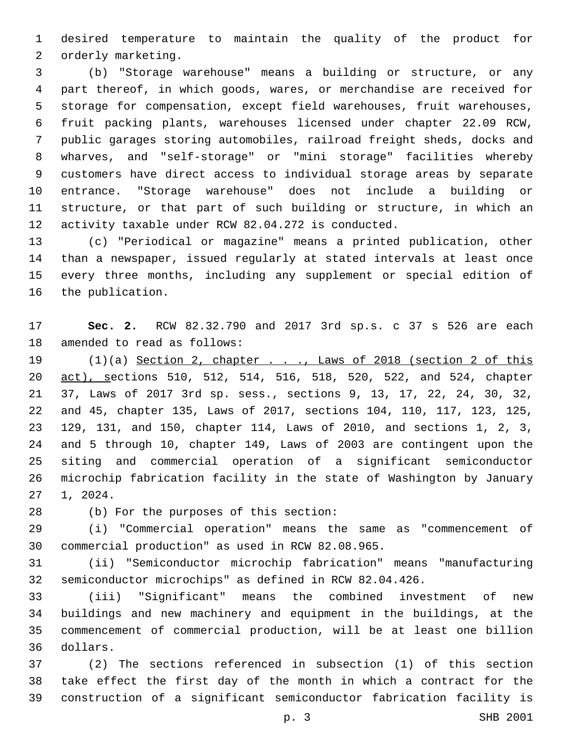desired temperature to maintain the quality of the product for orderly marketing.

(b) "Storage warehouse" means a building or structure, or any part thereof, in which goods, wares, or merchandise are received for storage for compensation, except field warehouses, fruit warehouses, fruit packing plants, warehouses licensed under chapter 22.09 RCW, public garages storing automobiles, railroad freight sheds, docks and wharves, and "self-storage" or "mini storage" facilities whereby customers have direct access to individual storage areas by separate entrance. "Storage warehouse" does not include a building or structure, or that part of such building or structure, in which an activity taxable under RCW 82.04.272 is conducted.

(c) "Periodical or magazine" means a printed publication, other than a newspaper, issued regularly at stated intervals at least once every three months, including any supplement or special edition of the publication.

**Sec. 2.** RCW 82.32.790 and 2017 3rd sp.s. c 37 s 526 are each amended to read as follows:

(1)(a) Section 2, chapter . . ., Laws of 2018 (section 2 of this act), sections 510, 512, 514, 516, 518, 520, 522, and 524, chapter 37, Laws of 2017 3rd sp. sess., sections 9, 13, 17, 22, 24, 30, 32, and 45, chapter 135, Laws of 2017, sections 104, 110, 117, 123, 125, 129, 131, and 150, chapter 114, Laws of 2010, and sections 1, 2, 3, and 5 through 10, chapter 149, Laws of 2003 are contingent upon the siting and commercial operation of a significant semiconductor microchip fabrication facility in the state of Washington by January 1, 2024.

(b) For the purposes of this section:

(i) "Commercial operation" means the same as "commencement of commercial production" as used in RCW 82.08.965.

(ii) "Semiconductor microchip fabrication" means "manufacturing semiconductor microchips" as defined in RCW 82.04.426.

(iii) "Significant" means the combined investment of new buildings and new machinery and equipment in the buildings, at the commencement of commercial production, will be at least one billion dollars.

(2) The sections referenced in subsection (1) of this section take effect the first day of the month in which a contract for the construction of a significant semiconductor fabrication facility is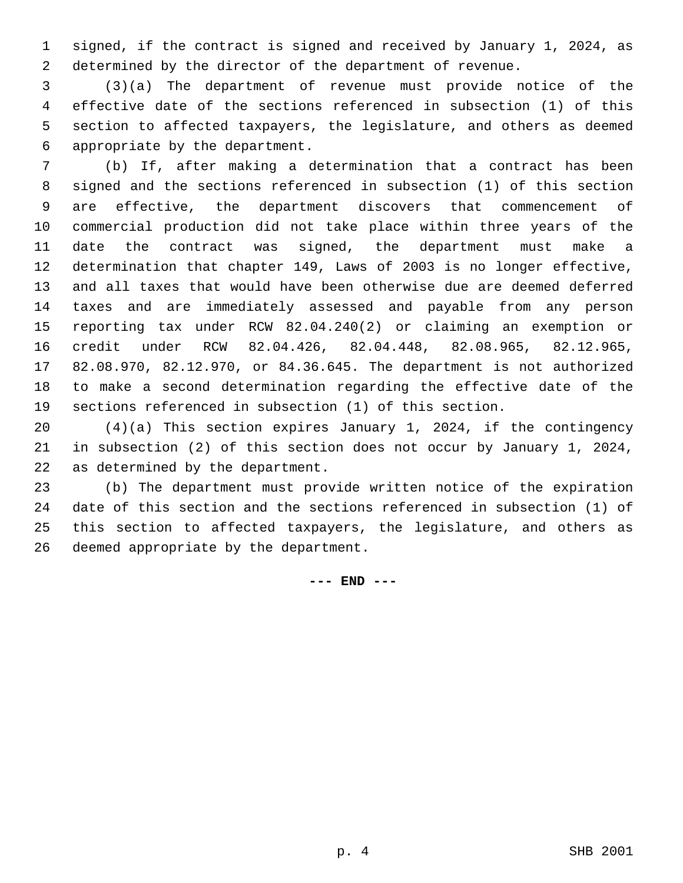signed, if the contract is signed and received by January 1, 2024, as determined by the director of the department of revenue.

(3)(a) The department of revenue must provide notice of the effective date of the sections referenced in subsection (1) of this section to affected taxpayers, the legislature, and others as deemed appropriate by the department.

(b) If, after making a determination that a contract has been signed and the sections referenced in subsection (1) of this section are effective, the department discovers that commencement of commercial production did not take place within three years of the date the contract was signed, the department must make a determination that chapter 149, Laws of 2003 is no longer effective, and all taxes that would have been otherwise due are deemed deferred taxes and are immediately assessed and payable from any person reporting tax under RCW 82.04.240(2) or claiming an exemption or credit under RCW 82.04.426, 82.04.448, 82.08.965, 82.12.965, 82.08.970, 82.12.970, or 84.36.645. The department is not authorized to make a second determination regarding the effective date of the sections referenced in subsection (1) of this section.

(4)(a) This section expires January 1, 2024, if the contingency in subsection (2) of this section does not occur by January 1, 2024, as determined by the department.

(b) The department must provide written notice of the expiration date of this section and the sections referenced in subsection (1) of this section to affected taxpayers, the legislature, and others as deemed appropriate by the department.

**--- END ---**